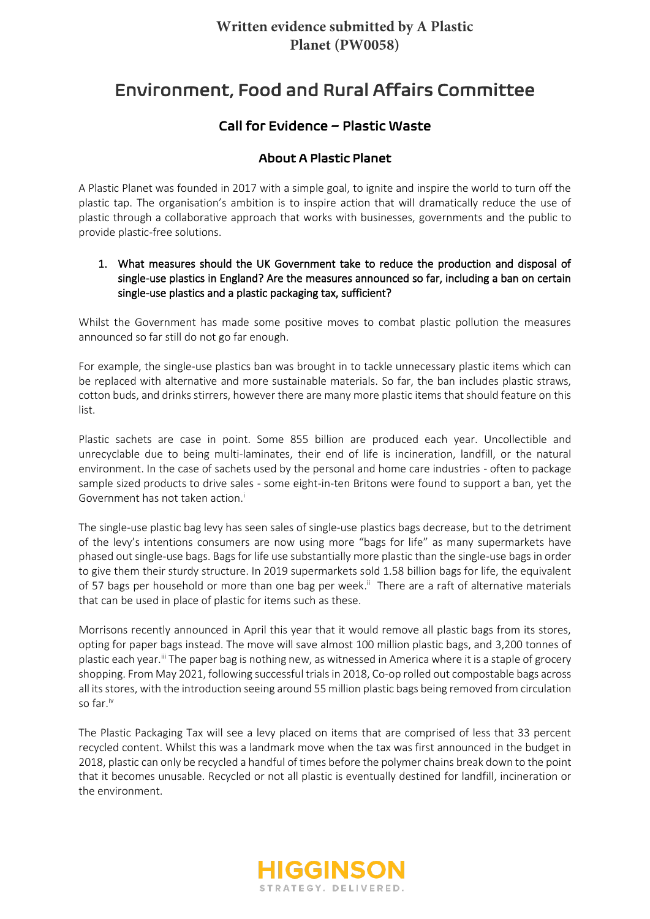# Written evidence submitted by A Plastic Planet (PW0058)

# Environment, Food and Rural Affairs Committee

## Call for Evidence – Plastic Waste

### About A Plastic Planet

A Plastic Planet was founded in 2017 with a simple goal, to ignite and inspire the world to turn off the plastic tap. The organisation's ambition is to inspire action that will dramatically reduce the use of plastic through a collaborative approach that works with businesses, governments and the public to provide plastic-free solutions.

1. **What measures should the UK Government take to reduce the production and disposal of single-use plastics in England? Are the measures announced so far, including a ban on certain single-use plastics and a plastic packaging tax, sufficient?**

Whilst the Government has made some positive moves to combat plastic pollution the measures announced so far still do not go far enough.

For example, the single-use plastics ban was brought in to tackle unnecessary plastic items which can be replaced with alternative and more sustainable materials. So far, the ban includes plastic straws, cotton buds, and drinks stirrers, however there are many more plastic items that should feature on this list.

Plastic sachets are case in point. Some 855 billion are produced each year. Uncollectible and unrecyclable due to being multi-laminates, their end of life is incineration, landfill, or the natural environment. In the case of sachets used by the personal and home care industries - often to package sample sized products to drive sales - some eight-in-ten Britons were found to support a ban, yet the Government has not taken action.[i]

The single-use plastic bag levy has seen sales of single-use plastics bags decrease, but to the detriment of the levy's intentions consumers are now using more "bags for life" as many supermarkets have phased out single-use bags. Bags for life use substantially more plastic than the single-use bags in order to give them their sturdy structure. In 2019 supermarkets sold 1.58 billion bags for life, the equivalent of 57 bags per household or more than one bag per week.[ii] There are a raft of alternative materials that can be used in place of plastic for items such as these.

Morrisons recently announced in April this year that it would remove all plastic bags from its stores, opting for paper bags instead. The move will save almost 100 million plastic bags, and 3,200 tonnes of plastic each year.[iii] The paper bag is nothing new, as witnessed in America where it is a staple of grocery shopping. From May 2021, following successful trials in 2018, Co-op rolled out compostable bags across all its stores, with the introduction seeing around 55 million plastic bags being removed from circulation so far.[iv]

The Plastic Packaging Tax will see a levy placed on items that are comprised of less that 33 percent recycled content. Whilst this was a landmark move when the tax was first announced in the budget in 2018, plastic can only be recycled a handful of times before the polymer chains break down to the point that it becomes unusable. Recycled or not all plastic is eventually destined for landfill, incineration or the environment.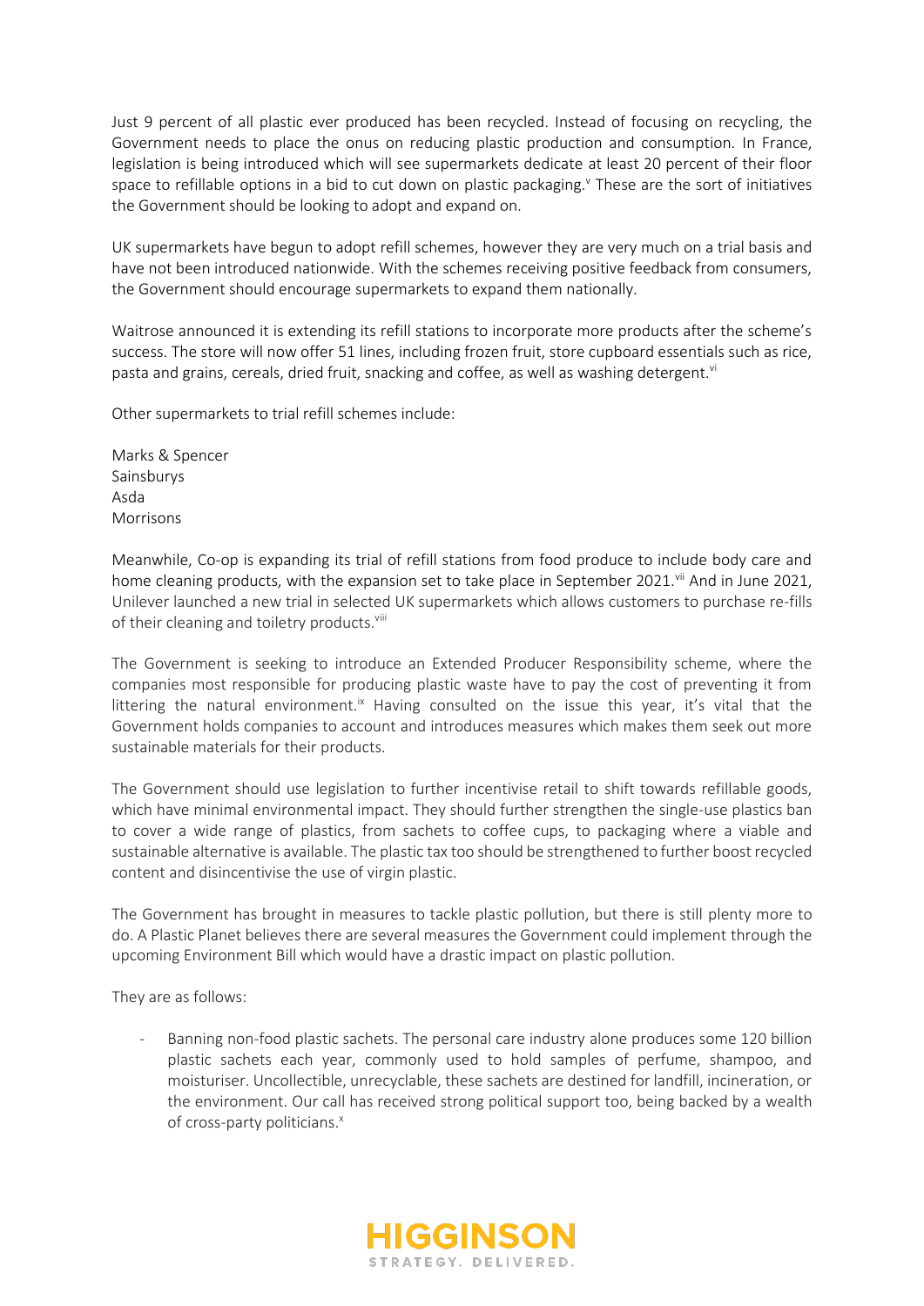Just 9 percent of all plastic ever produced has been recycled. Instead of focusing on recycling, the Government needs to place the onus on reducing plastic production and consumption. In France, legislation is being introduced which will see supermarkets dedicate at least 20 percent of their floor space to refillable options in a bid to cut down on plastic packaging.[v] These are the sort of initiatives the Government should be looking to adopt and expand on.

UK supermarkets have begun to adopt refill schemes, however they are very much on a trial basis and have not been introduced nationwide. With the schemes receiving positive feedback from consumers, the Government should encourage supermarkets to expand them nationally.

Waitrose announced it is extending its refill stations to incorporate more products after the scheme's success. The store will now offer 51 lines, including frozen fruit, store cupboard essentials such as rice, pasta and grains, cereals, dried fruit, snacking and coffee, as well as washing detergent.[vi]

Other supermarkets to trial refill schemes include:

Marks & Spencer
Sainsburys
Asda
Morrisons

Meanwhile, Co-op is expanding its trial of refill stations from food produce to include body care and home cleaning products, with the expansion set to take place in September 2021.[vii] And in June 2021, Unilever launched a new trial in selected UK supermarkets which allows customers to purchase re-fills of their cleaning and toiletry products.[viii]

The Government is seeking to introduce an Extended Producer Responsibility scheme, where the companies most responsible for producing plastic waste have to pay the cost of preventing it from littering the natural environment.[ix] Having consulted on the issue this year, it's vital that the Government holds companies to account and introduces measures which makes them seek out more sustainable materials for their products.

The Government should use legislation to further incentivise retail to shift towards refillable goods, which have minimal environmental impact. They should further strengthen the single-use plastics ban to cover a wide range of plastics, from sachets to coffee cups, to packaging where a viable and sustainable alternative is available. The plastic tax too should be strengthened to further boost recycled content and disincentivise the use of virgin plastic.

The Government has brought in measures to tackle plastic pollution, but there is still plenty more to do. A Plastic Planet believes there are several measures the Government could implement through the upcoming Environment Bill which would have a drastic impact on plastic pollution.

They are as follows:

- Banning non-food plastic sachets. The personal care industry alone produces some 120 billion plastic sachets each year, commonly used to hold samples of perfume, shampoo, and moisturiser. Uncollectible, unrecyclable, these sachets are destined for landfill, incineration, or the environment. Our call has received strong political support too, being backed by a wealth of cross-party politicians.[x]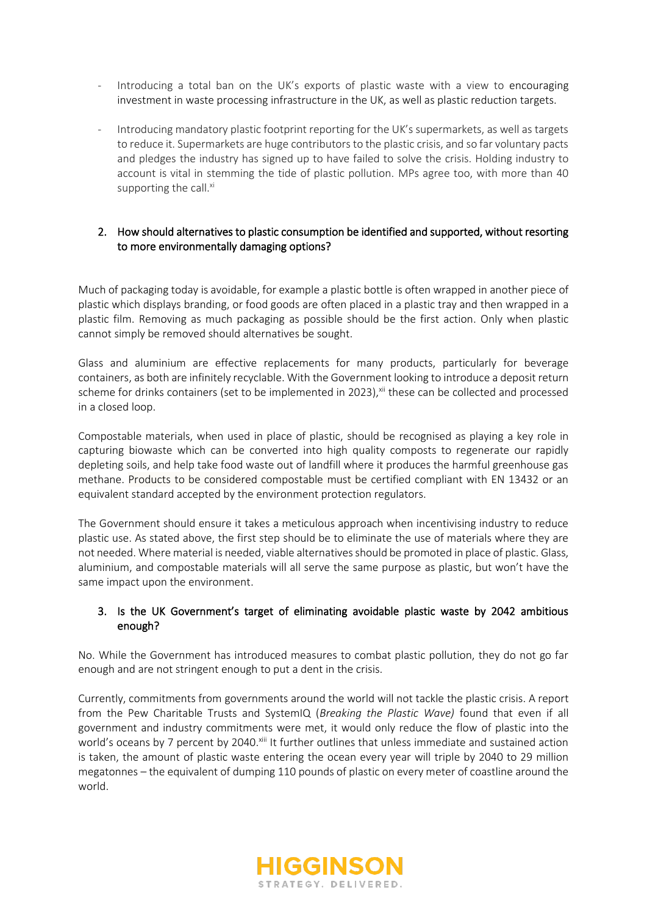- Introducing a total ban on the UK's exports of plastic waste with a view to encouraging investment in waste processing infrastructure in the UK, as well as plastic reduction targets.
- Introducing mandatory plastic footprint reporting for the UK's supermarkets, as well as targets to reduce it. Supermarkets are huge contributors to the plastic crisis, and so far voluntary pacts and pledges the industry has signed up to have failed to solve the crisis. Holding industry to account is vital in stemming the tide of plastic pollution. MPs agree too, with more than 40 supporting the call.[xi]

## 2. How should alternatives to plastic consumption be identified and supported, without resorting to more environmentally damaging options?

Much of packaging today is avoidable, for example a plastic bottle is often wrapped in another piece of plastic which displays branding, or food goods are often placed in a plastic tray and then wrapped in a plastic film. Removing as much packaging as possible should be the first action. Only when plastic cannot simply be removed should alternatives be sought.

Glass and aluminium are effective replacements for many products, particularly for beverage containers, as both are infinitely recyclable. With the Government looking to introduce a deposit return scheme for drinks containers (set to be implemented in 2023),[xii] these can be collected and processed in a closed loop.

Compostable materials, when used in place of plastic, should be recognised as playing a key role in capturing biowaste which can be converted into high quality composts to regenerate our rapidly depleting soils, and help take food waste out of landfill where it produces the harmful greenhouse gas methane. Products to be considered compostable must be certified compliant with EN 13432 or an equivalent standard accepted by the environment protection regulators.

The Government should ensure it takes a meticulous approach when incentivising industry to reduce plastic use. As stated above, the first step should be to eliminate the use of materials where they are not needed. Where material is needed, viable alternatives should be promoted in place of plastic. Glass, aluminium, and compostable materials will all serve the same purpose as plastic, but won't have the same impact upon the environment.

## 3. Is the UK Government's target of eliminating avoidable plastic waste by 2042 ambitious enough?

No. While the Government has introduced measures to combat plastic pollution, they do not go far enough and are not stringent enough to put a dent in the crisis.

Currently, commitments from governments around the world will not tackle the plastic crisis. A report from the Pew Charitable Trusts and SystemIQ (*Breaking the Plastic Wave)* found that even if all government and industry commitments were met, it would only reduce the flow of plastic into the world's oceans by 7 percent by 2040.[xiii] It further outlines that unless immediate and sustained action is taken, the amount of plastic waste entering the ocean every year will triple by 2040 to 29 million megatonnes – the equivalent of dumping 110 pounds of plastic on every meter of coastline around the world.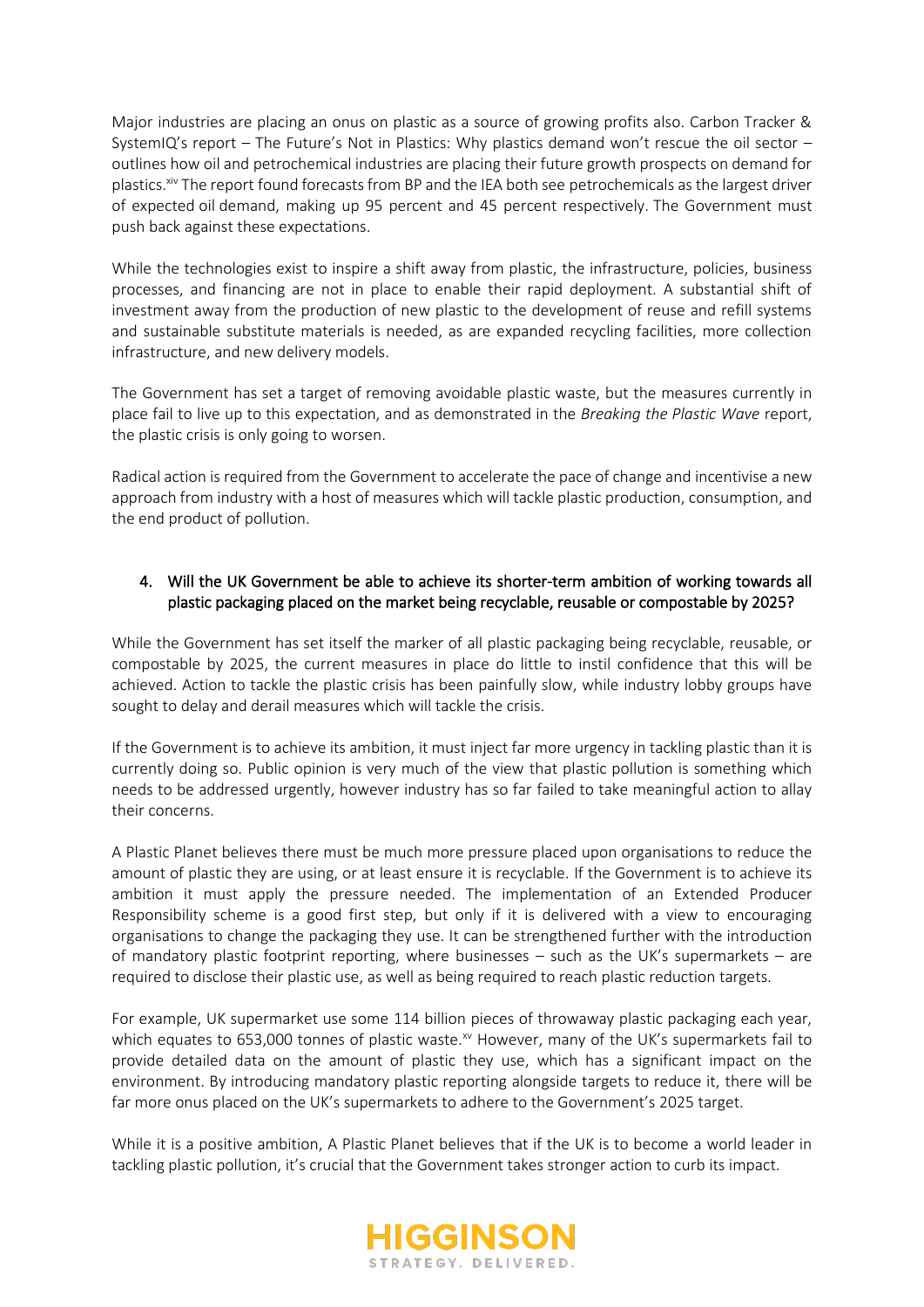Major industries are placing an onus on plastic as a source of growing profits also. Carbon Tracker & SystemIQ's report – The Future's Not in Plastics: Why plastics demand won't rescue the oil sector – outlines how oil and petrochemical industries are placing their future growth prospects on demand for plastics.[xiv] The report found forecasts from BP and the IEA both see petrochemicals as the largest driver of expected oil demand, making up 95 percent and 45 percent respectively. The Government must push back against these expectations.

While the technologies exist to inspire a shift away from plastic, the infrastructure, policies, business processes, and financing are not in place to enable their rapid deployment. A substantial shift of investment away from the production of new plastic to the development of reuse and refill systems and sustainable substitute materials is needed, as are expanded recycling facilities, more collection infrastructure, and new delivery models.

The Government has set a target of removing avoidable plastic waste, but the measures currently in place fail to live up to this expectation, and as demonstrated in the *Breaking the Plastic Wave* report, the plastic crisis is only going to worsen.

Radical action is required from the Government to accelerate the pace of change and incentivise a new approach from industry with a host of measures which will tackle plastic production, consumption, and the end product of pollution.

4. Will the UK Government be able to achieve its shorter-term ambition of working towards all plastic packaging placed on the market being recyclable, reusable or compostable by 2025?

While the Government has set itself the marker of all plastic packaging being recyclable, reusable, or compostable by 2025, the current measures in place do little to instil confidence that this will be achieved. Action to tackle the plastic crisis has been painfully slow, while industry lobby groups have sought to delay and derail measures which will tackle the crisis.

If the Government is to achieve its ambition, it must inject far more urgency in tackling plastic than it is currently doing so. Public opinion is very much of the view that plastic pollution is something which needs to be addressed urgently, however industry has so far failed to take meaningful action to allay their concerns.

A Plastic Planet believes there must be much more pressure placed upon organisations to reduce the amount of plastic they are using, or at least ensure it is recyclable. If the Government is to achieve its ambition it must apply the pressure needed. The implementation of an Extended Producer Responsibility scheme is a good first step, but only if it is delivered with a view to encouraging organisations to change the packaging they use. It can be strengthened further with the introduction of mandatory plastic footprint reporting, where businesses – such as the UK's supermarkets – are required to disclose their plastic use, as well as being required to reach plastic reduction targets.

For example, UK supermarket use some 114 billion pieces of throwaway plastic packaging each year, which equates to 653,000 tonnes of plastic waste.[xv] However, many of the UK's supermarkets fail to provide detailed data on the amount of plastic they use, which has a significant impact on the environment. By introducing mandatory plastic reporting alongside targets to reduce it, there will be far more onus placed on the UK's supermarkets to adhere to the Government's 2025 target.

While it is a positive ambition, A Plastic Planet believes that if the UK is to become a world leader in tackling plastic pollution, it's crucial that the Government takes stronger action to curb its impact.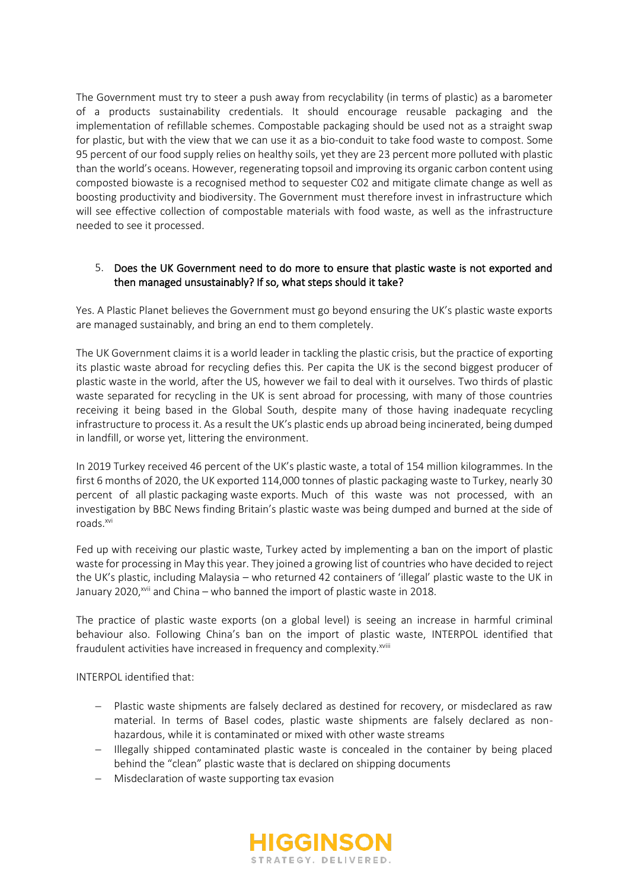The Government must try to steer a push away from recyclability (in terms of plastic) as a barometer of a products sustainability credentials. It should encourage reusable packaging and the implementation of refillable schemes. Compostable packaging should be used not as a straight swap for plastic, but with the view that we can use it as a bio-conduit to take food waste to compost. Some 95 percent of our food supply relies on healthy soils, yet they are 23 percent more polluted with plastic than the world's oceans. However, regenerating topsoil and improving its organic carbon content using composted biowaste is a recognised method to sequester C02 and mitigate climate change as well as boosting productivity and biodiversity. The Government must therefore invest in infrastructure which will see effective collection of compostable materials with food waste, as well as the infrastructure needed to see it processed.

5. **Does the UK Government need to do more to ensure that plastic waste is not exported and then managed unsustainably? If so, what steps should it take?**

Yes. A Plastic Planet believes the Government must go beyond ensuring the UK's plastic waste exports are managed sustainably, and bring an end to them completely.

The UK Government claims it is a world leader in tackling the plastic crisis, but the practice of exporting its plastic waste abroad for recycling defies this. Per capita the UK is the second biggest producer of plastic waste in the world, after the US, however we fail to deal with it ourselves. Two thirds of plastic waste separated for recycling in the UK is sent abroad for processing, with many of those countries receiving it being based in the Global South, despite many of those having inadequate recycling infrastructure to process it. As a result the UK's plastic ends up abroad being incinerated, being dumped in landfill, or worse yet, littering the environment.

In 2019 Turkey received 46 percent of the UK's plastic waste, a total of 154 million kilogrammes. In the first 6 months of 2020, the UK exported 114,000 tonnes of plastic packaging waste to Turkey, nearly 30 percent of all plastic packaging waste exports. Much of this waste was not processed, with an investigation by BBC News finding Britain's plastic waste was being dumped and burned at the side of roads.[xvi]

Fed up with receiving our plastic waste, Turkey acted by implementing a ban on the import of plastic waste for processing in May this year. They joined a growing list of countries who have decided to reject the UK's plastic, including Malaysia – who returned 42 containers of 'illegal' plastic waste to the UK in January 2020,[xvii] and China – who banned the import of plastic waste in 2018.

The practice of plastic waste exports (on a global level) is seeing an increase in harmful criminal behaviour also. Following China's ban on the import of plastic waste, INTERPOL identified that fraudulent activities have increased in frequency and complexity.[xviii]

INTERPOL identified that:

- Plastic waste shipments are falsely declared as destined for recovery, or misdeclared as raw material. In terms of Basel codes, plastic waste shipments are falsely declared as non-hazardous, while it is contaminated or mixed with other waste streams
- Illegally shipped contaminated plastic waste is concealed in the container by being placed behind the "clean" plastic waste that is declared on shipping documents
- Misdeclaration of waste supporting tax evasion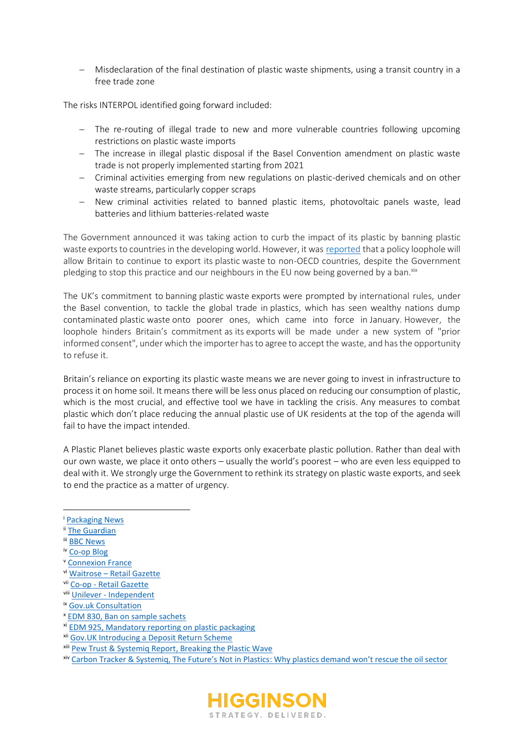- Misdeclaration of the final destination of plastic waste shipments, using a transit country in a free trade zone

The risks INTERPOL identified going forward included:

- The re-routing of illegal trade to new and more vulnerable countries following upcoming restrictions on plastic waste imports
- The increase in illegal plastic disposal if the Basel Convention amendment on plastic waste trade is not properly implemented starting from 2021
- Criminal activities emerging from new regulations on plastic-derived chemicals and on other waste streams, particularly copper scraps
- New criminal activities related to banned plastic items, photovoltaic panels waste, lead batteries and lithium batteries-related waste

The Government announced it was taking action to curb the impact of its plastic by banning plastic waste exports to countries in the developing world. However, it was reported that a policy loophole will allow Britain to continue to export its plastic waste to non-OECD countries, despite the Government pledging to stop this practice and our neighbours in the EU now being governed by a ban.[xix]

The UK's commitment to banning plastic waste exports were prompted by international rules, under the Basel convention, to tackle the global trade in plastics, which has seen wealthy nations dump contaminated plastic waste onto poorer ones, which came into force in January. However, the loophole hinders Britain's commitment as its exports will be made under a new system of "prior informed consent", under which the importer has to agree to accept the waste, and has the opportunity to refuse it.

Britain's reliance on exporting its plastic waste means we are never going to invest in infrastructure to process it on home soil. It means there will be less onus placed on reducing our consumption of plastic, which is the most crucial, and effective tool we have in tackling the crisis. Any measures to combat plastic which don't place reducing the annual plastic use of UK residents at the top of the agenda will fail to have the impact intended.

A Plastic Planet believes plastic waste exports only exacerbate plastic pollution. Rather than deal with our own waste, we place it onto others – usually the world's poorest – who are even less equipped to deal with it. We strongly urge the Government to rethink its strategy on plastic waste exports, and seek to end the practice as a matter of urgency.

---

[i] Packaging News
[ii] The Guardian
[iii] BBC News
[iv] Co-op Blog
[v] Connexion France
[vi] Waitrose – Retail Gazette
[vii] Co-op - Retail Gazette
[viii] Unilever - Independent
[ix] Gov.uk Consultation
[x] EDM 830, Ban on sample sachets
[xi] EDM 925, Mandatory reporting on plastic packaging
[xii] Gov.UK Introducing a Deposit Return Scheme
[xiii] Pew Trust & Systemiq Report, Breaking the Plastic Wave
[xiv] Carbon Tracker & Systemiq, The Future's Not in Plastics: Why plastics demand won't rescue the oil sector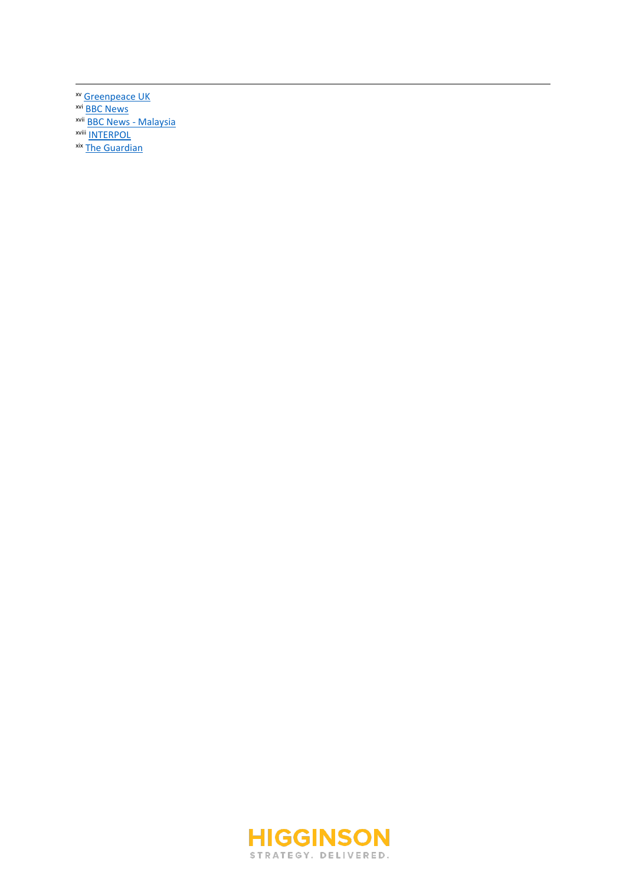---

[xv] Greenpeace UK
[xvi] BBC News
[xvii] BBC News - Malaysia
[xviii] INTERPOL
[xix] The Guardian